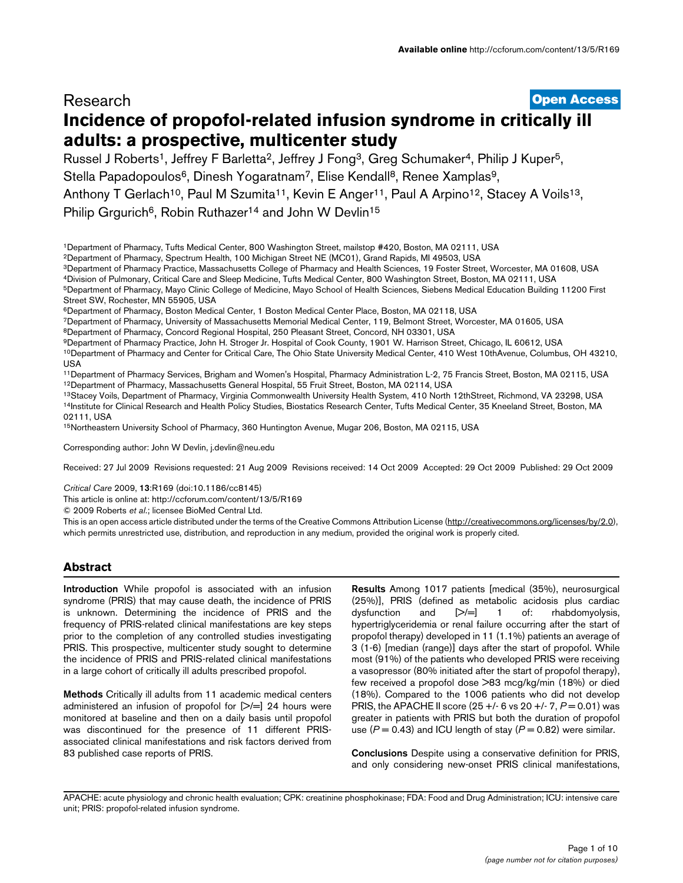Research

**Open Access**

# Incidence of propofol-related infusion syndrome in critically ill adults: a prospective, multicenter study

Russel J Roberts[1], Jeffrey F Barletta[2], Jeffrey J Fong[3], Greg Schumaker[4], Philip J Kuper[5], Stella Papadopoulos[6], Dinesh Yogaratnam[7], Elise Kendall[8], Renee Xamplas[9], Anthony T Gerlach[10], Paul M Szumita[11], Kevin E Anger[11], Paul A Arpino[12], Stacey A Voils[13], Philip Grgurich[6], Robin Ruthazer[14] and John W Devlin[15]

[1]Department of Pharmacy, Tufts Medical Center, 800 Washington Street, mailstop #420, Boston, MA 02111, USA
[2]Department of Pharmacy, Spectrum Health, 100 Michigan Street NE (MC01), Grand Rapids, MI 49503, USA
[3]Department of Pharmacy Practice, Massachusetts College of Pharmacy and Health Sciences, 19 Foster Street, Worcester, MA 01608, USA
[4]Division of Pulmonary, Critical Care and Sleep Medicine, Tufts Medical Center, 800 Washington Street, Boston, MA 02111, USA
[5]Department of Pharmacy, Mayo Clinic College of Medicine, Mayo School of Health Sciences, Siebens Medical Education Building 11200 First Street SW, Rochester, MN 55905, USA
[6]Department of Pharmacy, Boston Medical Center, 1 Boston Medical Center Place, Boston, MA 02118, USA
[7]Department of Pharmacy, University of Massachusetts Memorial Medical Center, 119, Belmont Street, Worcester, MA 01605, USA
[8]Department of Pharmacy, Concord Regional Hospital, 250 Pleasant Street, Concord, NH 03301, USA
[9]Department of Pharmacy Practice, John H. Stroger Jr. Hospital of Cook County, 1901 W. Harrison Street, Chicago, IL 60612, USA
[10]Department of Pharmacy and Center for Critical Care, The Ohio State University Medical Center, 410 West 10thAvenue, Columbus, OH 43210, USA
[11]Department of Pharmacy Services, Brigham and Women's Hospital, Pharmacy Administration L-2, 75 Francis Street, Boston, MA 02115, USA
[12]Department of Pharmacy, Massachusetts General Hospital, 55 Fruit Street, Boston, MA 02114, USA
[13]Stacey Voils, Department of Pharmacy, Virginia Commonwealth University Health System, 410 North 12thStreet, Richmond, VA 23298, USA
[14]Institute for Clinical Research and Health Policy Studies, Biostatics Research Center, Tufts Medical Center, 35 Kneeland Street, Boston, MA 02111, USA
[15]Northeastern University School of Pharmacy, 360 Huntington Avenue, Mugar 206, Boston, MA 02115, USA

Corresponding author: John W Devlin, j.devlin@neu.edu

Received: 27 Jul 2009 Revisions requested: 21 Aug 2009 Revisions received: 14 Oct 2009 Accepted: 29 Oct 2009 Published: 29 Oct 2009

*Critical Care* 2009, **13**:R169 (doi:10.1186/cc8145)

This article is online at: http://ccforum.com/content/13/5/R169

© 2009 Roberts *et al*.; licensee BioMed Central Ltd.

This is an open access article distributed under the terms of the Creative Commons Attribution License (http://creativecommons.org/licenses/by/2.0), which permits unrestricted use, distribution, and reproduction in any medium, provided the original work is properly cited.

## Abstract

**Introduction** While propofol is associated with an infusion syndrome (PRIS) that may cause death, the incidence of PRIS is unknown. Determining the incidence of PRIS and the frequency of PRIS-related clinical manifestations are key steps prior to the completion of any controlled studies investigating PRIS. This prospective, multicenter study sought to determine the incidence of PRIS and PRIS-related clinical manifestations in a large cohort of critically ill adults prescribed propofol.

**Methods** Critically ill adults from 11 academic medical centers administered an infusion of propofol for [>/=] 24 hours were monitored at baseline and then on a daily basis until propofol was discontinued for the presence of 11 different PRIS-associated clinical manifestations and risk factors derived from 83 published case reports of PRIS.

**Results** Among 1017 patients [medical (35%), neurosurgical (25%)], PRIS (defined as metabolic acidosis plus cardiac dysfunction and [>/=] 1 of: rhabdomyolysis, hypertriglyceridemia or renal failure occurring after the start of propofol therapy) developed in 11 (1.1%) patients an average of 3 (1-6) [median (range)] days after the start of propofol. While most (91%) of the patients who developed PRIS were receiving a vasopressor (80% initiated after the start of propofol therapy), few received a propofol dose >83 mcg/kg/min (18%) or died (18%). Compared to the 1006 patients who did not develop PRIS, the APACHE II score (25 +/- 6 vs 20 +/- 7, $P = 0.01$) was greater in patients with PRIS but both the duration of propofol use ($P = 0.43$) and ICU length of stay ($P = 0.82$) were similar.

**Conclusions** Despite using a conservative definition for PRIS, and only considering new-onset PRIS clinical manifestations,

APACHE: acute physiology and chronic health evaluation; CPK: creatinine phosphokinase; FDA: Food and Drug Administration; ICU: intensive care unit; PRIS: propofol-related infusion syndrome.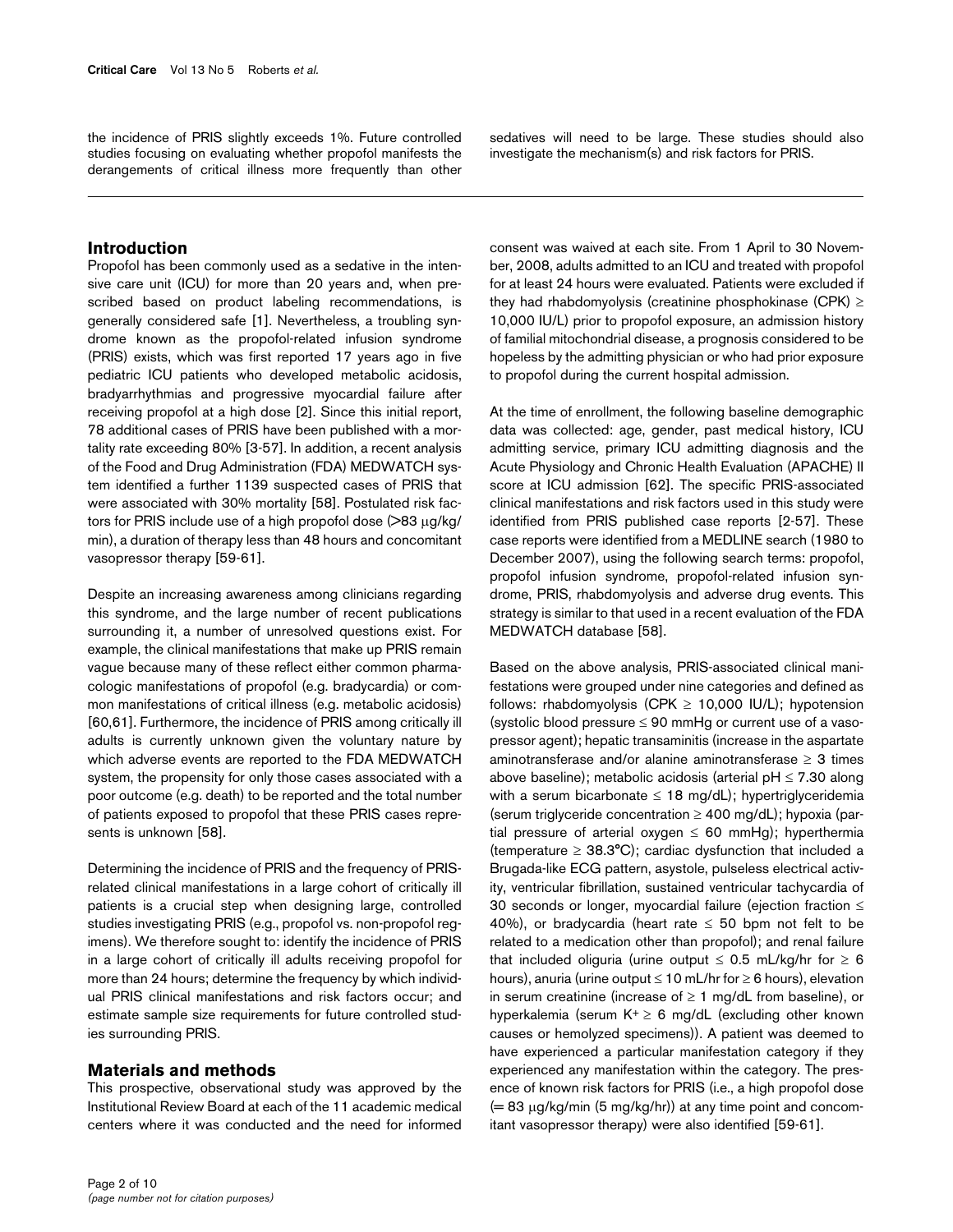the incidence of PRIS slightly exceeds 1%. Future controlled studies focusing on evaluating whether propofol manifests the derangements of critical illness more frequently than other sedatives will need to be large. These studies should also investigate the mechanism(s) and risk factors for PRIS.

## Introduction

Propofol has been commonly used as a sedative in the intensive care unit (ICU) for more than 20 years and, when prescribed based on product labeling recommendations, is generally considered safe [1]. Nevertheless, a troubling syndrome known as the propofol-related infusion syndrome (PRIS) exists, which was first reported 17 years ago in five pediatric ICU patients who developed metabolic acidosis, bradyarrhythmias and progressive myocardial failure after receiving propofol at a high dose [2]. Since this initial report, 78 additional cases of PRIS have been published with a mortality rate exceeding 80% [3-57]. In addition, a recent analysis of the Food and Drug Administration (FDA) MEDWATCH system identified a further 1139 suspected cases of PRIS that were associated with 30% mortality [58]. Postulated risk factors for PRIS include use of a high propofol dose (>83 μg/kg/min), a duration of therapy less than 48 hours and concomitant vasopressor therapy [59-61].

Despite an increasing awareness among clinicians regarding this syndrome, and the large number of recent publications surrounding it, a number of unresolved questions exist. For example, the clinical manifestations that make up PRIS remain vague because many of these reflect either common pharmacologic manifestations of propofol (e.g. bradycardia) or common manifestations of critical illness (e.g. metabolic acidosis) [60,61]. Furthermore, the incidence of PRIS among critically ill adults is currently unknown given the voluntary nature by which adverse events are reported to the FDA MEDWATCH system, the propensity for only those cases associated with a poor outcome (e.g. death) to be reported and the total number of patients exposed to propofol that these PRIS cases represents is unknown [58].

Determining the incidence of PRIS and the frequency of PRIS-related clinical manifestations in a large cohort of critically ill patients is a crucial step when designing large, controlled studies investigating PRIS (e.g., propofol vs. non-propofol regimens). We therefore sought to: identify the incidence of PRIS in a large cohort of critically ill adults receiving propofol for more than 24 hours; determine the frequency by which individual PRIS clinical manifestations and risk factors occur; and estimate sample size requirements for future controlled studies surrounding PRIS.

## Materials and methods

This prospective, observational study was approved by the Institutional Review Board at each of the 11 academic medical centers where it was conducted and the need for informed consent was waived at each site. From 1 April to 30 November, 2008, adults admitted to an ICU and treated with propofol for at least 24 hours were evaluated. Patients were excluded if they had rhabdomyolysis (creatinine phosphokinase (CPK) ≥ 10,000 IU/L) prior to propofol exposure, an admission history of familial mitochondrial disease, a prognosis considered to be hopeless by the admitting physician or who had prior exposure to propofol during the current hospital admission.

At the time of enrollment, the following baseline demographic data was collected: age, gender, past medical history, ICU admitting service, primary ICU admitting diagnosis and the Acute Physiology and Chronic Health Evaluation (APACHE) II score at ICU admission [62]. The specific PRIS-associated clinical manifestations and risk factors used in this study were identified from PRIS published case reports [2-57]. These case reports were identified from a MEDLINE search (1980 to December 2007), using the following search terms: propofol, propofol infusion syndrome, propofol-related infusion syndrome, PRIS, rhabdomyolysis and adverse drug events. This strategy is similar to that used in a recent evaluation of the FDA MEDWATCH database [58].

Based on the above analysis, PRIS-associated clinical manifestations were grouped under nine categories and defined as follows: rhabdomyolysis (CPK ≥ 10,000 IU/L); hypotension (systolic blood pressure ≤ 90 mmHg or current use of a vasopressor agent); hepatic transaminitis (increase in the aspartate aminotransferase and/or alanine aminotransferase ≥ 3 times above baseline); metabolic acidosis (arterial pH ≤ 7.30 along with a serum bicarbonate ≤ 18 mg/dL); hypertriglyceridemia (serum triglyceride concentration ≥ 400 mg/dL); hypoxia (partial pressure of arterial oxygen ≤ 60 mmHg); hyperthermia (temperature ≥ 38.3°C); cardiac dysfunction that included a Brugada-like ECG pattern, asystole, pulseless electrical activity, ventricular fibrillation, sustained ventricular tachycardia of 30 seconds or longer, myocardial failure (ejection fraction ≤ 40%), or bradycardia (heart rate ≤ 50 bpm not felt to be related to a medication other than propofol); and renal failure that included oliguria (urine output ≤ 0.5 mL/kg/hr for ≥ 6 hours), anuria (urine output ≤ 10 mL/hr for ≥ 6 hours), elevation in serum creatinine (increase of ≥ 1 mg/dL from baseline), or hyperkalemia (serum $K^+$ ≥ 6 mg/dL (excluding other known causes or hemolyzed specimens)). A patient was deemed to have experienced a particular manifestation category if they experienced any manifestation within the category. The presence of known risk factors for PRIS (i.e., a high propofol dose (= 83 μg/kg/min (5 mg/kg/hr)) at any time point and concomitant vasopressor therapy) were also identified [59-61].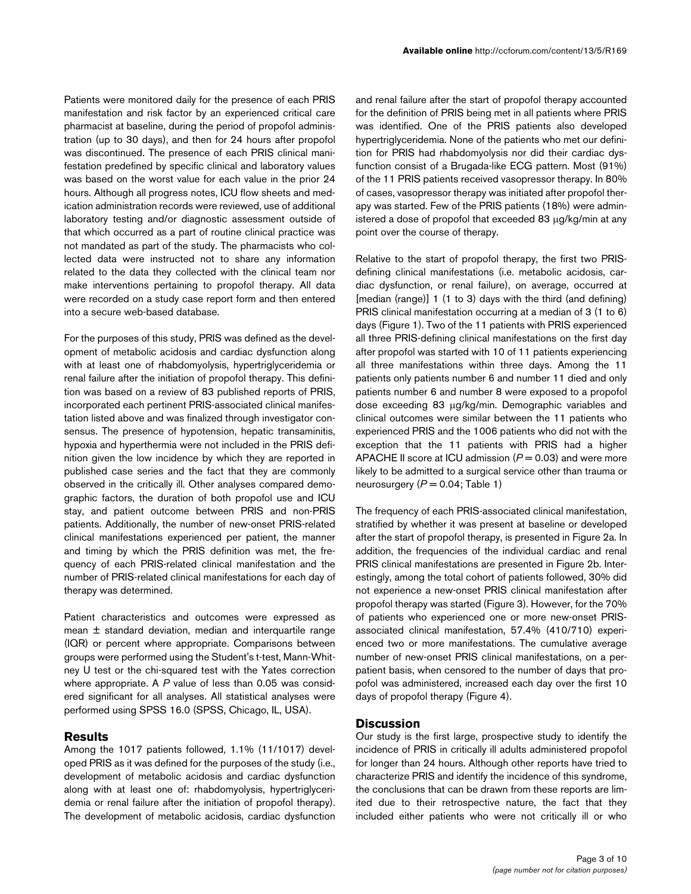Patients were monitored daily for the presence of each PRIS manifestation and risk factor by an experienced critical care pharmacist at baseline, during the period of propofol administration (up to 30 days), and then for 24 hours after propofol was discontinued. The presence of each PRIS clinical manifestation predefined by specific clinical and laboratory values was based on the worst value for each value in the prior 24 hours. Although all progress notes, ICU flow sheets and medication administration records were reviewed, use of additional laboratory testing and/or diagnostic assessment outside of that which occurred as a part of routine clinical practice was not mandated as part of the study. The pharmacists who collected data were instructed not to share any information related to the data they collected with the clinical team nor make interventions pertaining to propofol therapy. All data were recorded on a study case report form and then entered into a secure web-based database.

For the purposes of this study, PRIS was defined as the development of metabolic acidosis and cardiac dysfunction along with at least one of rhabdomyolysis, hypertriglyceridemia or renal failure after the initiation of propofol therapy. This definition was based on a review of 83 published reports of PRIS, incorporated each pertinent PRIS-associated clinical manifestation listed above and was finalized through investigator consensus. The presence of hypotension, hepatic transaminitis, hypoxia and hyperthermia were not included in the PRIS definition given the low incidence by which they are reported in published case series and the fact that they are commonly observed in the critically ill. Other analyses compared demographic factors, the duration of both propofol use and ICU stay, and patient outcome between PRIS and non-PRIS patients. Additionally, the number of new-onset PRIS-related clinical manifestations experienced per patient, the manner and timing by which the PRIS definition was met, the frequency of each PRIS-related clinical manifestation and the number of PRIS-related clinical manifestations for each day of therapy was determined.

Patient characteristics and outcomes were expressed as mean ± standard deviation, median and interquartile range (IQR) or percent where appropriate. Comparisons between groups were performed using the Student's t-test, Mann-Whitney U test or the chi-squared test with the Yates correction where appropriate. A *P* value of less than 0.05 was considered significant for all analyses. All statistical analyses were performed using SPSS 16.0 (SPSS, Chicago, IL, USA).

## Results

Among the 1017 patients followed, 1.1% (11/1017) developed PRIS as it was defined for the purposes of the study (i.e., development of metabolic acidosis and cardiac dysfunction along with at least one of: rhabdomyolysis, hypertriglyceridemia or renal failure after the initiation of propofol therapy). The development of metabolic acidosis, cardiac dysfunction and renal failure after the start of propofol therapy accounted for the definition of PRIS being met in all patients where PRIS was identified. One of the PRIS patients also developed hypertriglyceridemia. None of the patients who met our definition for PRIS had rhabdomyolysis nor did their cardiac dysfunction consist of a Brugada-like ECG pattern. Most (91%) of the 11 PRIS patients received vasopressor therapy. In 80% of cases, vasopressor therapy was initiated after propofol therapy was started. Few of the PRIS patients (18%) were administered a dose of propofol that exceeded 83 μg/kg/min at any point over the course of therapy.

Relative to the start of propofol therapy, the first two PRIS-defining clinical manifestations (i.e. metabolic acidosis, cardiac dysfunction, or renal failure), on average, occurred at [median (range)] 1 (1 to 3) days with the third (and defining) PRIS clinical manifestation occurring at a median of 3 (1 to 6) days (Figure 1). Two of the 11 patients with PRIS experienced all three PRIS-defining clinical manifestations on the first day after propofol was started with 10 of 11 patients experiencing all three manifestations within three days. Among the 11 patients only patients number 6 and number 11 died and only patients number 6 and number 8 were exposed to a propofol dose exceeding 83 μg/kg/min. Demographic variables and clinical outcomes were similar between the 11 patients who experienced PRIS and the 1006 patients who did not with the exception that the 11 patients with PRIS had a higher APACHE II score at ICU admission ($P = 0.03$) and were more likely to be admitted to a surgical service other than trauma or neurosurgery ($P = 0.04$; Table 1)

The frequency of each PRIS-associated clinical manifestation, stratified by whether it was present at baseline or developed after the start of propofol therapy, is presented in Figure 2a. In addition, the frequencies of the individual cardiac and renal PRIS clinical manifestations are presented in Figure 2b. Interestingly, among the total cohort of patients followed, 30% did not experience a new-onset PRIS clinical manifestation after propofol therapy was started (Figure 3). However, for the 70% of patients who experienced one or more new-onset PRIS-associated clinical manifestation, 57.4% (410/710) experienced two or more manifestations. The cumulative average number of new-onset PRIS clinical manifestations, on a per-patient basis, when censored to the number of days that propofol was administered, increased each day over the first 10 days of propofol therapy (Figure 4).

## Discussion

Our study is the first large, prospective study to identify the incidence of PRIS in critically ill adults administered propofol for longer than 24 hours. Although other reports have tried to characterize PRIS and identify the incidence of this syndrome, the conclusions that can be drawn from these reports are limited due to their retrospective nature, the fact that they included either patients who were not critically ill or who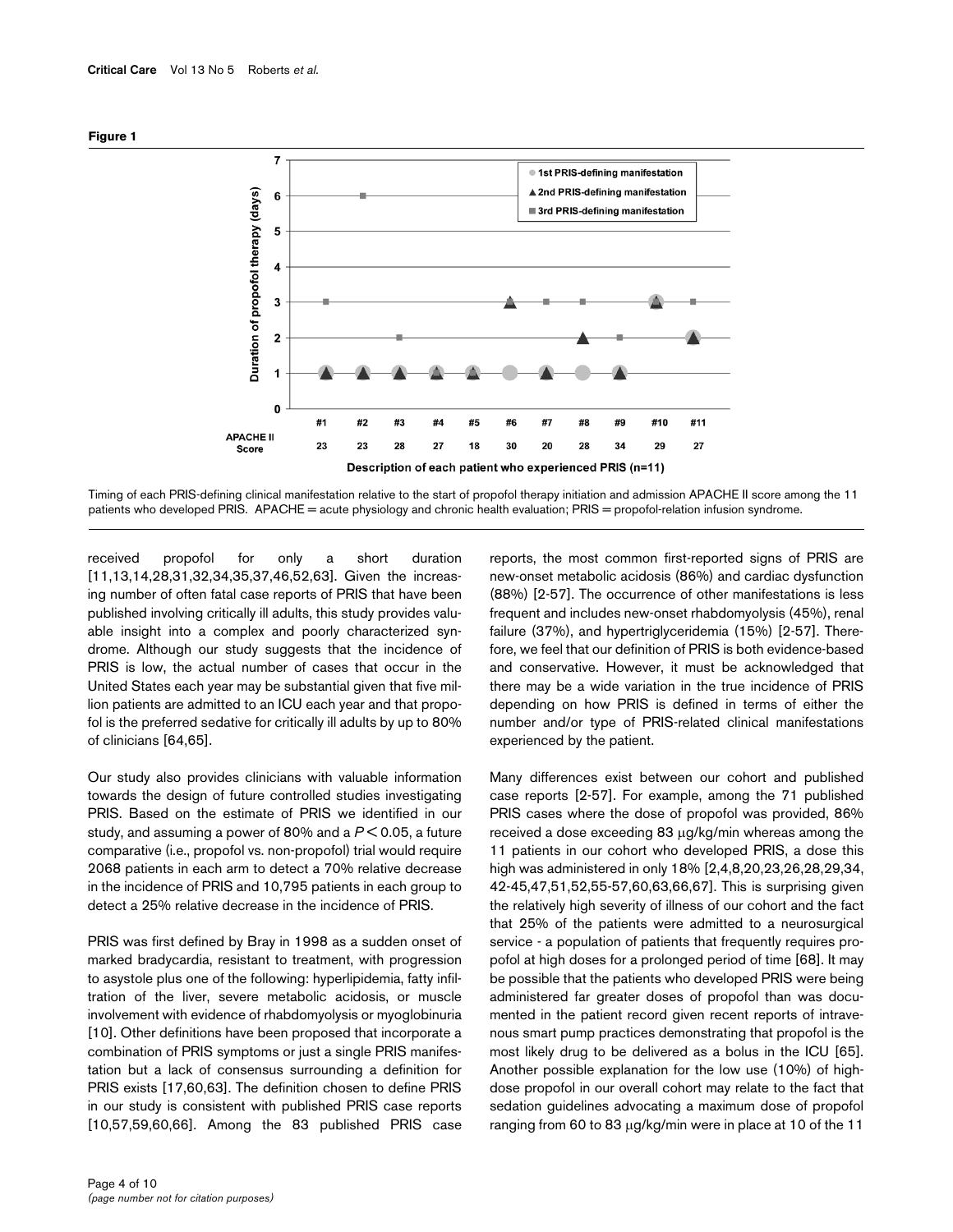**Figure 1**

Timing of each PRIS-defining clinical manifestation relative to the start of propofol therapy initiation and admission APACHE II score among the 11 patients who developed PRIS. APACHE = acute physiology and chronic health evaluation; PRIS = propofol-relation infusion syndrome.

received propofol for only a short duration [11,13,14,28,31,32,34,35,37,46,52,63]. Given the increasing number of often fatal case reports of PRIS that have been published involving critically ill adults, this study provides valuable insight into a complex and poorly characterized syndrome. Although our study suggests that the incidence of PRIS is low, the actual number of cases that occur in the United States each year may be substantial given that five million patients are admitted to an ICU each year and that propofol is the preferred sedative for critically ill adults by up to 80% of clinicians [64,65].

Our study also provides clinicians with valuable information towards the design of future controlled studies investigating PRIS. Based on the estimate of PRIS we identified in our study, and assuming a power of 80% and a $P < 0.05$, a future comparative (i.e., propofol vs. non-propofol) trial would require 2068 patients in each arm to detect a 70% relative decrease in the incidence of PRIS and 10,795 patients in each group to detect a 25% relative decrease in the incidence of PRIS.

PRIS was first defined by Bray in 1998 as a sudden onset of marked bradycardia, resistant to treatment, with progression to asystole plus one of the following: hyperlipidemia, fatty infiltration of the liver, severe metabolic acidosis, or muscle involvement with evidence of rhabdomyolysis or myoglobinuria [10]. Other definitions have been proposed that incorporate a combination of PRIS symptoms or just a single PRIS manifestation but a lack of consensus surrounding a definition for PRIS exists [17,60,63]. The definition chosen to define PRIS in our study is consistent with published PRIS case reports [10,57,59,60,66]. Among the 83 published PRIS case reports, the most common first-reported signs of PRIS are new-onset metabolic acidosis (86%) and cardiac dysfunction (88%) [2-57]. The occurrence of other manifestations is less frequent and includes new-onset rhabdomyolysis (45%), renal failure (37%), and hypertriglyceridemia (15%) [2-57]. Therefore, we feel that our definition of PRIS is both evidence-based and conservative. However, it must be acknowledged that there may be a wide variation in the true incidence of PRIS depending on how PRIS is defined in terms of either the number and/or type of PRIS-related clinical manifestations experienced by the patient.

Many differences exist between our cohort and published case reports [2-57]. For example, among the 71 published PRIS cases where the dose of propofol was provided, 86% received a dose exceeding 83 μg/kg/min whereas among the 11 patients in our cohort who developed PRIS, a dose this high was administered in only 18% [2,4,8,20,23,26,28,29,34, 42-45,47,51,52,55-57,60,63,66,67]. This is surprising given the relatively high severity of illness of our cohort and the fact that 25% of the patients were admitted to a neurosurgical service - a population of patients that frequently requires propofol at high doses for a prolonged period of time [68]. It may be possible that the patients who developed PRIS were being administered far greater doses of propofol than was documented in the patient record given recent reports of intravenous smart pump practices demonstrating that propofol is the most likely drug to be delivered as a bolus in the ICU [65]. Another possible explanation for the low use (10%) of high-dose propofol in our overall cohort may relate to the fact that sedation guidelines advocating a maximum dose of propofol ranging from 60 to 83 μg/kg/min were in place at 10 of the 11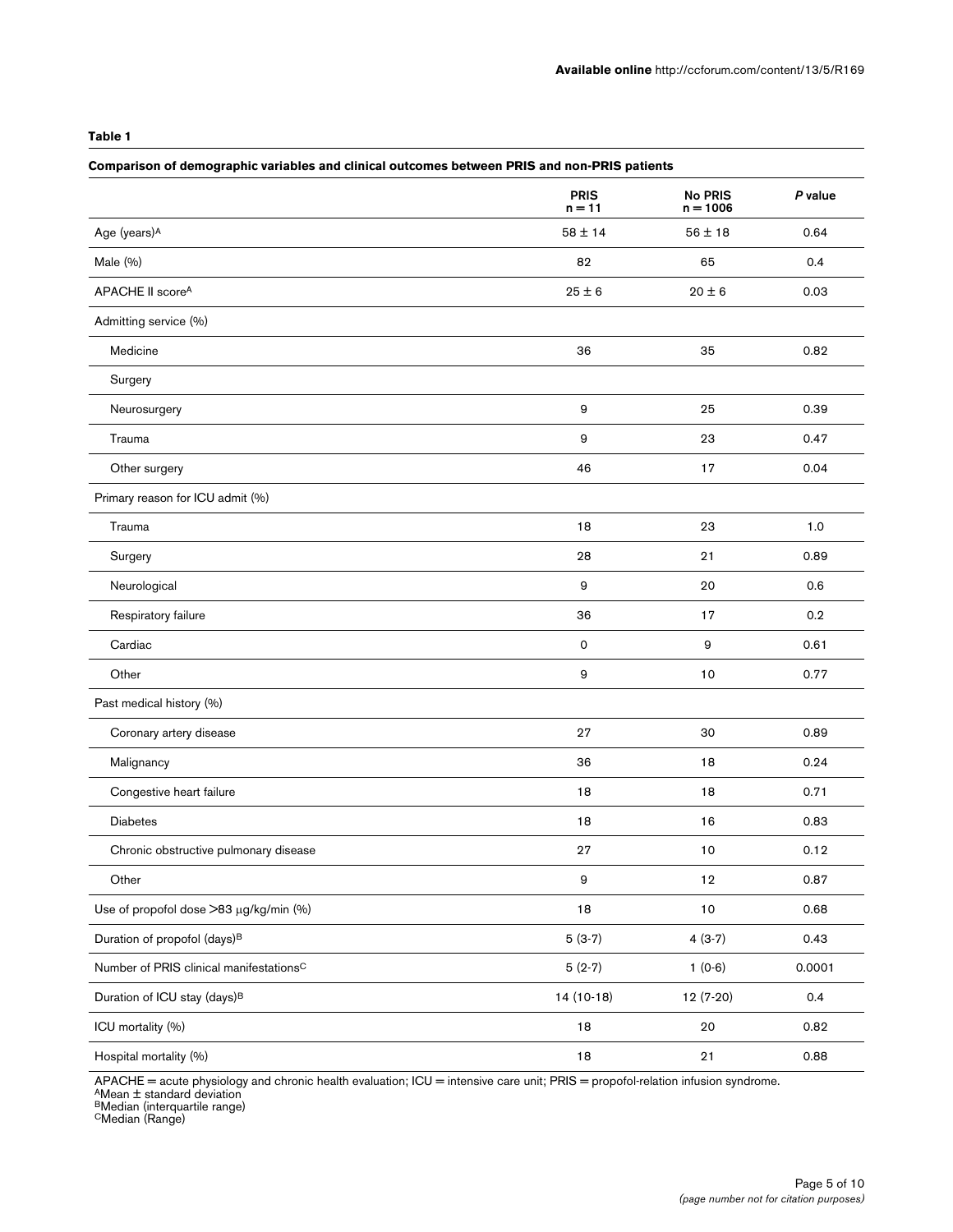**Table 1**

**Comparison of demographic variables and clinical outcomes between PRIS and non-PRIS patients**

| | PRIS n = 11 | No PRIS n = 1006 | *P* value |
|---|---|---|---|
| Age (years)[A] | 58 ± 14 | 56 ± 18 | 0.64 |
| Male (%) | 82 | 65 | 0.4 |
| APACHE II score[A] | 25 ± 6 | 20 ± 6 | 0.03 |
| Admitting service (%) | | | |
| Medicine | 36 | 35 | 0.82 |
| Surgery | | | |
| Neurosurgery | 9 | 25 | 0.39 |
| Trauma | 9 | 23 | 0.47 |
| Other surgery | 46 | 17 | 0.04 |
| Primary reason for ICU admit (%) | | | |
| Trauma | 18 | 23 | 1.0 |
| Surgery | 28 | 21 | 0.89 |
| Neurological | 9 | 20 | 0.6 |
| Respiratory failure | 36 | 17 | 0.2 |
| Cardiac | 0 | 9 | 0.61 |
| Other | 9 | 10 | 0.77 |
| Past medical history (%) | | | |
| Coronary artery disease | 27 | 30 | 0.89 |
| Malignancy | 36 | 18 | 0.24 |
| Congestive heart failure | 18 | 18 | 0.71 |
| Diabetes | 18 | 16 | 0.83 |
| Chronic obstructive pulmonary disease | 27 | 10 | 0.12 |
| Other | 9 | 12 | 0.87 |
| Use of propofol dose >83 μg/kg/min (%) | 18 | 10 | 0.68 |
| Duration of propofol (days)[B] | 5 (3-7) | 4 (3-7) | 0.43 |
| Number of PRIS clinical manifestations[C] | 5 (2-7) | 1 (0-6) | 0.0001 |
| Duration of ICU stay (days)[B] | 14 (10-18) | 12 (7-20) | 0.4 |
| ICU mortality (%) | 18 | 20 | 0.82 |
| Hospital mortality (%) | 18 | 21 | 0.88 |

APACHE = acute physiology and chronic health evaluation; ICU = intensive care unit; PRIS = propofol-relation infusion syndrome.
[A]Mean ± standard deviation
[B]Median (interquartile range)
[C]Median (Range)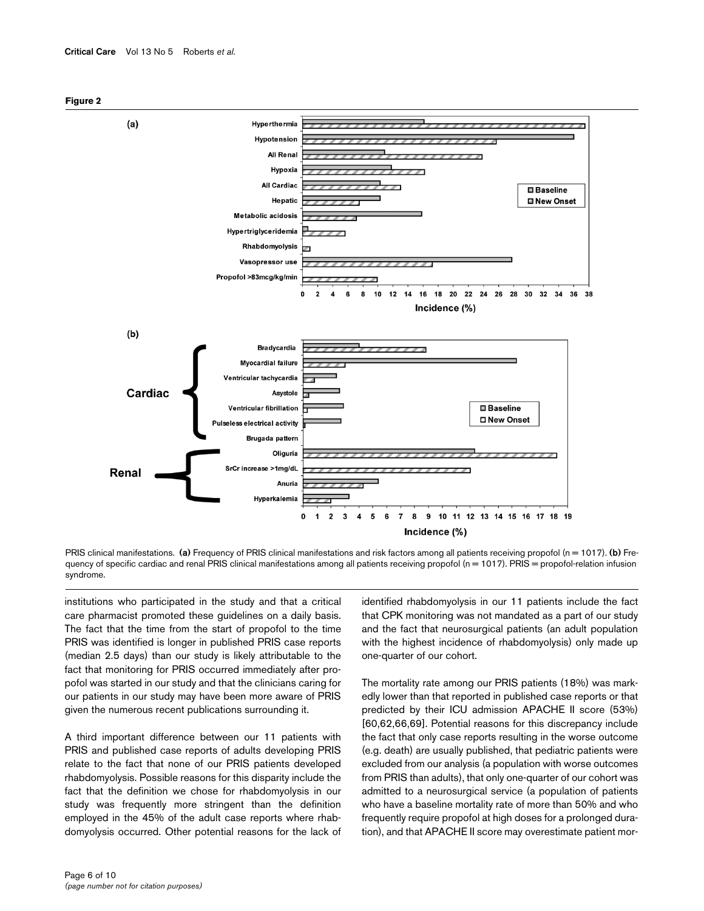**Figure 2**

PRIS clinical manifestations. **(a)** Frequency of PRIS clinical manifestations and risk factors among all patients receiving propofol (n = 1017). **(b)** Frequency of specific cardiac and renal PRIS clinical manifestations among all patients receiving propofol (n = 1017). PRIS = propofol-relation infusion syndrome.

institutions who participated in the study and that a critical care pharmacist promoted these guidelines on a daily basis. The fact that the time from the start of propofol to the time PRIS was identified is longer in published PRIS case reports (median 2.5 days) than our study is likely attributable to the fact that monitoring for PRIS occurred immediately after propofol was started in our study and that the clinicians caring for our patients in our study may have been more aware of PRIS given the numerous recent publications surrounding it.

A third important difference between our 11 patients with PRIS and published case reports of adults developing PRIS relate to the fact that none of our PRIS patients developed rhabdomyolysis. Possible reasons for this disparity include the fact that the definition we chose for rhabdomyolysis in our study was frequently more stringent than the definition employed in the 45% of the adult case reports where rhabdomyolysis occurred. Other potential reasons for the lack of identified rhabdomyolysis in our 11 patients include the fact that CPK monitoring was not mandated as a part of our study and the fact that neurosurgical patients (an adult population with the highest incidence of rhabdomyolysis) only made up one-quarter of our cohort.

The mortality rate among our PRIS patients (18%) was markedly lower than that reported in published case reports or that predicted by their ICU admission APACHE II score (53%) [60,62,66,69]. Potential reasons for this discrepancy include the fact that only case reports resulting in the worse outcome (e.g. death) are usually published, that pediatric patients were excluded from our analysis (a population with worse outcomes from PRIS than adults), that only one-quarter of our cohort was admitted to a neurosurgical service (a population of patients who have a baseline mortality rate of more than 50% and who frequently require propofol at high doses for a prolonged duration), and that APACHE II score may overestimate patient mor-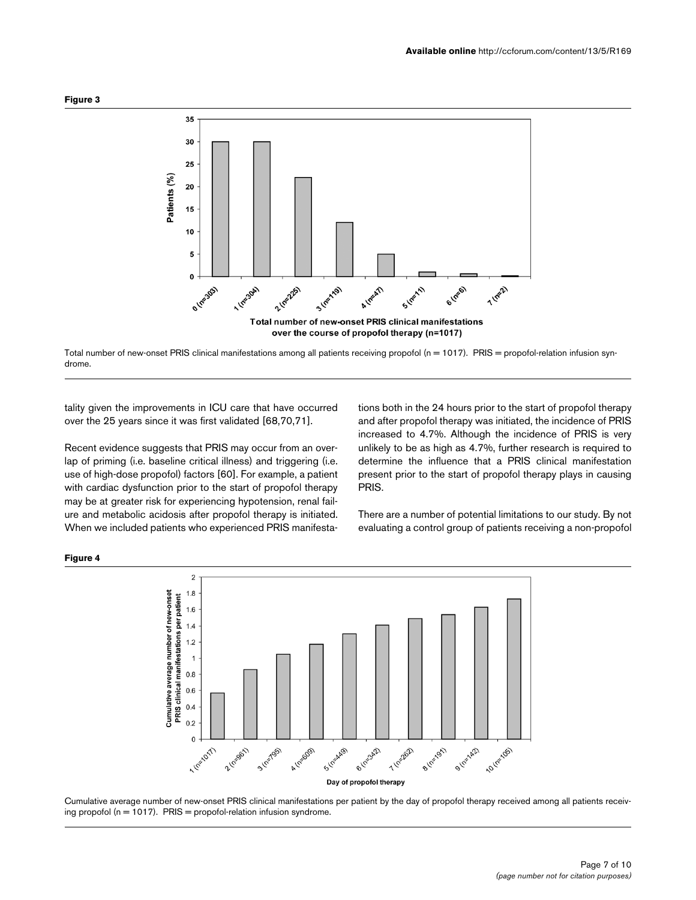**Figure 3**

Total number of new-onset PRIS clinical manifestations among all patients receiving propofol (n = 1017). PRIS = propofol-relation infusion syndrome.

tality given the improvements in ICU care that have occurred over the 25 years since it was first validated [68,70,71].

Recent evidence suggests that PRIS may occur from an overlap of priming (i.e. baseline critical illness) and triggering (i.e. use of high-dose propofol) factors [60]. For example, a patient with cardiac dysfunction prior to the start of propofol therapy may be at greater risk for experiencing hypotension, renal failure and metabolic acidosis after propofol therapy is initiated. When we included patients who experienced PRIS manifestations both in the 24 hours prior to the start of propofol therapy and after propofol therapy was initiated, the incidence of PRIS increased to 4.7%. Although the incidence of PRIS is very unlikely to be as high as 4.7%, further research is required to determine the influence that a PRIS clinical manifestation present prior to the start of propofol therapy plays in causing PRIS.

There are a number of potential limitations to our study. By not evaluating a control group of patients receiving a non-propofol

**Figure 4**

Cumulative average number of new-onset PRIS clinical manifestations per patient by the day of propofol therapy received among all patients receiving propofol (n = 1017). PRIS = propofol-relation infusion syndrome.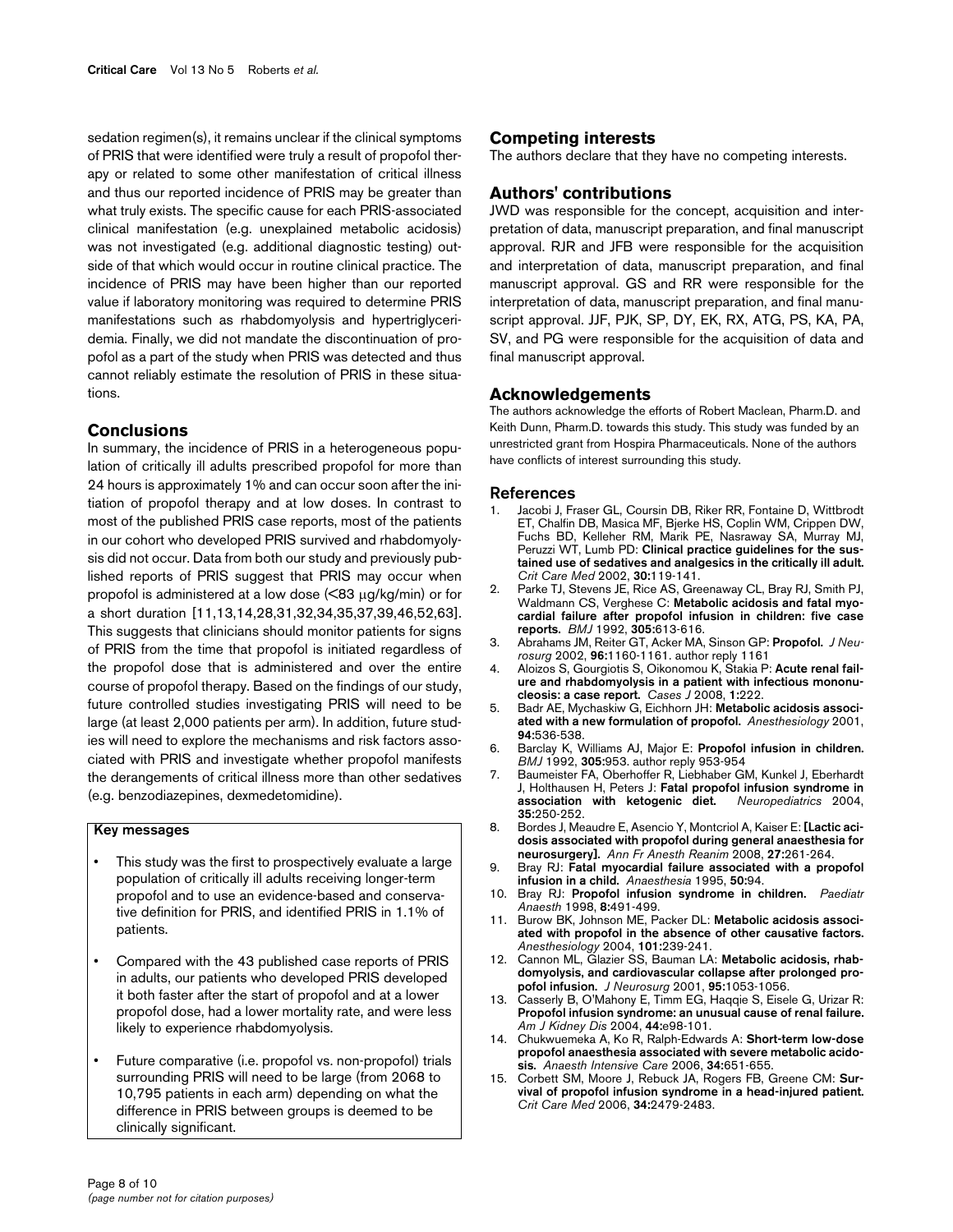sedation regimen(s), it remains unclear if the clinical symptoms of PRIS that were identified were truly a result of propofol therapy or related to some other manifestation of critical illness and thus our reported incidence of PRIS may be greater than what truly exists. The specific cause for each PRIS-associated clinical manifestation (e.g. unexplained metabolic acidosis) was not investigated (e.g. additional diagnostic testing) outside of that which would occur in routine clinical practice. The incidence of PRIS may have been higher than our reported value if laboratory monitoring was required to determine PRIS manifestations such as rhabdomyolysis and hypertriglyceridemia. Finally, we did not mandate the discontinuation of propofol as a part of the study when PRIS was detected and thus cannot reliably estimate the resolution of PRIS in these situations.

## Conclusions

In summary, the incidence of PRIS in a heterogeneous population of critically ill adults prescribed propofol for more than 24 hours is approximately 1% and can occur soon after the initiation of propofol therapy and at low doses. In contrast to most of the published PRIS case reports, most of the patients in our cohort who developed PRIS survived and rhabdomyolysis did not occur. Data from both our study and previously published reports of PRIS suggest that PRIS may occur when propofol is administered at a low dose (<83 μg/kg/min) or for a short duration [11,13,14,28,31,32,34,35,37,39,46,52,63]. This suggests that clinicians should monitor patients for signs of PRIS from the time that propofol is initiated regardless of the propofol dose that is administered and over the entire course of propofol therapy. Based on the findings of our study, future controlled studies investigating PRIS will need to be large (at least 2,000 patients per arm). In addition, future studies will need to explore the mechanisms and risk factors associated with PRIS and investigate whether propofol manifests the derangements of critical illness more than other sedatives (e.g. benzodiazepines, dexmedetomidine).

### Key messages

- This study was the first to prospectively evaluate a large population of critically ill adults receiving longer-term propofol and to use an evidence-based and conservative definition for PRIS, and identified PRIS in 1.1% of patients.
- Compared with the 43 published case reports of PRIS in adults, our patients who developed PRIS developed it both faster after the start of propofol and at a lower propofol dose, had a lower mortality rate, and were less likely to experience rhabdomyolysis.
- Future comparative (i.e. propofol vs. non-propofol) trials surrounding PRIS will need to be large (from 2068 to 10,795 patients in each arm) depending on what the difference in PRIS between groups is deemed to be clinically significant.

## Competing interests

The authors declare that they have no competing interests.

## Authors' contributions

JWD was responsible for the concept, acquisition and interpretation of data, manuscript preparation, and final manuscript approval. RJR and JFB were responsible for the acquisition and interpretation of data, manuscript preparation, and final manuscript approval. GS and RR were responsible for the interpretation of data, manuscript preparation, and final manuscript approval. JJF, PJK, SP, DY, EK, RX, ATG, PS, KA, PA, SV, and PG were responsible for the acquisition of data and final manuscript approval.

## Acknowledgements

The authors acknowledge the efforts of Robert Maclean, Pharm.D. and Keith Dunn, Pharm.D. towards this study. This study was funded by an unrestricted grant from Hospira Pharmaceuticals. None of the authors have conflicts of interest surrounding this study.

## References

1. Jacobi J, Fraser GL, Coursin DB, Riker RR, Fontaine D, Wittbrodt ET, Chalfin DB, Masica MF, Bjerke HS, Coplin WM, Crippen DW, Fuchs BD, Kelleher RM, Marik PE, Nasraway SA, Murray MJ, Peruzzi WT, Lumb PD: **Clinical practice guidelines for the sustained use of sedatives and analgesics in the critically ill adult.** *Crit Care Med* 2002, **30:**119-141.
2. Parke TJ, Stevens JE, Rice AS, Greenaway CL, Bray RJ, Smith PJ, Waldmann CS, Verghese C: **Metabolic acidosis and fatal myocardial failure after propofol infusion in children: five case reports.** *BMJ* 1992, **305:**613-616.
3. Abrahams JM, Reiter GT, Acker MA, Sinson GP: **Propofol.** *J Neurosurg* 2002, **96:**1160-1161. author reply 1161
4. Aloizos S, Gourgiotis S, Oikonomou K, Stakia P: **Acute renal failure and rhabdomyolysis in a patient with infectious mononucleosis: a case report.** *Cases J* 2008, **1:**222.
5. Badr AE, Mychaskiw G, Eichhorn JH: **Metabolic acidosis associated with a new formulation of propofol.** *Anesthesiology* 2001, **94:**536-538.
6. Barclay K, Williams AJ, Major E: **Propofol infusion in children.** *BMJ* 1992, **305:**953. author reply 953-954
7. Baumeister FA, Oberhoffer R, Liebhaber GM, Kunkel J, Eberhardt J, Holthausen H, Peters J: **Fatal propofol infusion syndrome in association with ketogenic diet.** *Neuropediatrics* 2004, **35:**250-252.
8. Bordes J, Meaudre E, Asencio Y, Montcriol A, Kaiser E: **[Lactic acidosis associated with propofol during general anaesthesia for neurosurgery].** *Ann Fr Anesth Reanim* 2008, **27:**261-264.
9. Bray RJ: **Fatal myocardial failure associated with a propofol infusion in a child.** *Anaesthesia* 1995, **50:**94.
10. Bray RJ: **Propofol infusion syndrome in children.** *Paediatr Anaesth* 1998, **8:**491-499.
11. Burow BK, Johnson ME, Packer DL: **Metabolic acidosis associated with propofol in the absence of other causative factors.** *Anesthesiology* 2004, **101:**239-241.
12. Cannon ML, Glazier SS, Bauman LA: **Metabolic acidosis, rhabdomyolysis, and cardiovascular collapse after prolonged propofol infusion.** *J Neurosurg* 2001, **95:**1053-1056.
13. Casserly B, O'Mahony E, Timm EG, Haqqie S, Eisele G, Urizar R: **Propofol infusion syndrome: an unusual cause of renal failure.** *Am J Kidney Dis* 2004, **44:**e98-101.
14. Chukwuemeka A, Ko R, Ralph-Edwards A: **Short-term low-dose propofol anaesthesia associated with severe metabolic acidosis.** *Anaesth Intensive Care* 2006, **34:**651-655.
15. Corbett SM, Moore J, Rebuck JA, Rogers FB, Greene CM: **Survival of propofol infusion syndrome in a head-injured patient.** *Crit Care Med* 2006, **34:**2479-2483.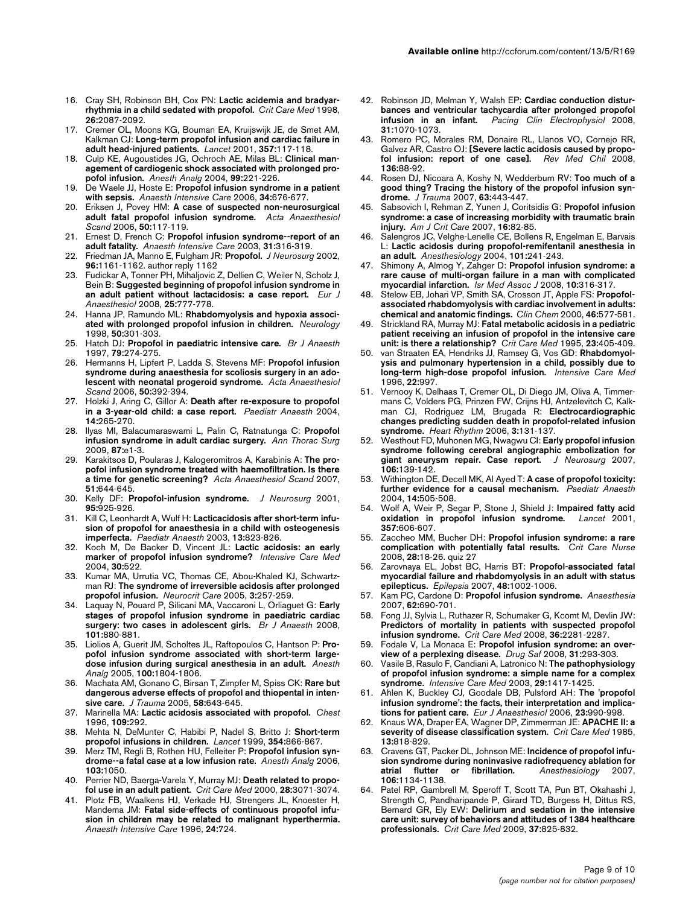16. Cray SH, Robinson BH, Cox PN: **Lactic acidemia and bradyarrhythmia in a child sedated with propofol.** *Crit Care Med* 1998, **26:**2087-2092.
17. Cremer OL, Moons KG, Bouman EA, Kruijswijk JE, de Smet AM, Kalkman CJ: **Long-term propofol infusion and cardiac failure in adult head-injured patients.** *Lancet* 2001, **357:**117-118.
18. Culp KE, Augoustides JG, Ochroch AE, Milas BL: **Clinical management of cardiogenic shock associated with prolonged propofol infusion.** *Anesth Analg* 2004, **99:**221-226.
19. De Waele JJ, Hoste E: **Propofol infusion syndrome in a patient with sepsis.** *Anaesth Intensive Care* 2006, **34:**676-677.
20. Eriksen J, Povey HM: **A case of suspected non-neurosurgical adult fatal propofol infusion syndrome.** *Acta Anaesthesiol Scand* 2006, **50:**117-119.
21. Ernest D, French C: **Propofol infusion syndrome--report of an adult fatality.** *Anaesth Intensive Care* 2003, **31:**316-319.
22. Friedman JA, Manno E, Fulgham JR: **Propofol.** *J Neurosurg* 2002, **96:**1161-1162. author reply 1162
23. Fudickar A, Tonner PH, Mihaljovic Z, Dellien C, Weiler N, Scholz J, Bein B: **Suggested beginning of propofol infusion syndrome in an adult patient without lactacidosis: a case report.** *Eur J Anaesthesiol* 2008, **25:**777-778.
24. Hanna JP, Ramundo ML: **Rhabdomyolysis and hypoxia associated with prolonged propofol infusion in children.** *Neurology* 1998, **50:**301-303.
25. Hatch DJ: **Propofol in paediatric intensive care.** *Br J Anaesth* 1997, **79:**274-275.
26. Hermanns H, Lipfert P, Ladda S, Stevens MF: **Propofol infusion syndrome during anaesthesia for scoliosis surgery in an adolescent with neonatal progeroid syndrome.** *Acta Anaesthesiol Scand* 2006, **50:**392-394.
27. Holzki J, Aring C, Gillor A: **Death after re-exposure to propofol in a 3-year-old child: a case report.** *Paediatr Anaesth* 2004, **14:**265-270.
28. Ilyas MI, Balacumaraswami L, Palin C, Ratnatunga C: **Propofol infusion syndrome in adult cardiac surgery.** *Ann Thorac Surg* 2009, **87:**e1-3.
29. Karakitsos D, Poularas J, Kalogeromitros A, Karabinis A: **The propofol infusion syndrome treated with haemofiltration. Is there a time for genetic screening?** *Acta Anaesthesiol Scand* 2007, **51:**644-645.
30. Kelly DF: **Propofol-infusion syndrome.** *J Neurosurg* 2001, **95:**925-926.
31. Kill C, Leonhardt A, Wulf H: **Lacticacidosis after short-term infusion of propofol for anaesthesia in a child with osteogenesis imperfecta.** *Paediatr Anaesth* 2003, **13:**823-826.
32. Koch M, De Backer D, Vincent JL: **Lactic acidosis: an early marker of propofol infusion syndrome?** *Intensive Care Med* 2004, **30:**522.
33. Kumar MA, Urrutia VC, Thomas CE, Abou-Khaled KJ, Schwartzman RJ: **The syndrome of irreversible acidosis after prolonged propofol infusion.** *Neurocrit Care* 2005, **3:**257-259.
34. Laquay N, Pouard P, Silicani MA, Vaccaroni L, Orliaguet G: **Early stages of propofol infusion syndrome in paediatric cardiac surgery: two cases in adolescent girls.** *Br J Anaesth* 2008, **101:**880-881.
35. Liolios A, Guerit JM, Scholtes JL, Raftopoulos C, Hantson P: **Propofol infusion syndrome associated with short-term large-dose infusion during surgical anesthesia in an adult.** *Anesth Analg* 2005, **100:**1804-1806.
36. Machata AM, Gonano C, Birsan T, Zimpfer M, Spiss CK: **Rare but dangerous adverse effects of propofol and thiopental in intensive care.** *J Trauma* 2005, **58:**643-645.
37. Marinella MA: **Lactic acidosis associated with propofol.** *Chest* 1996, **109:**292.
38. Mehta N, DeMunter C, Habibi P, Nadel S, Britto J: **Short-term propofol infusions in children.** *Lancet* 1999, **354:**866-867.
39. Merz TM, Regli B, Rothen HU, Felleiter P: **Propofol infusion syndrome--a fatal case at a low infusion rate.** *Anesth Analg* 2006, **103:**1050.
40. Perrier ND, Baerga-Varela Y, Murray MJ: **Death related to propofol use in an adult patient.** *Crit Care Med* 2000, **28:**3071-3074.
41. Plotz FB, Waalkens HJ, Verkade HJ, Strengers JL, Knoester H, Mandema JM: **Fatal side-effects of continuous propofol infusion in children may be related to malignant hyperthermia.** *Anaesth Intensive Care* 1996, **24:**724.
42. Robinson JD, Melman Y, Walsh EP: **Cardiac conduction disturbances and ventricular tachycardia after prolonged propofol infusion in an infant.** *Pacing Clin Electrophysiol* 2008, **31:**1070-1073.
43. Romero PC, Morales RM, Donaire RL, Llanos VO, Cornejo RR, Galvez AR, Castro OJ: **[Severe lactic acidosis caused by propofol infusion: report of one case].** *Rev Med Chil* 2008, **136:**88-92.
44. Rosen DJ, Nicoara A, Koshy N, Wedderburn RV: **Too much of a good thing? Tracing the history of the propofol infusion syndrome.** *J Trauma* 2007, **63:**443-447.
45. Sabsovich I, Rehman Z, Yunen J, Coritsidis G: **Propofol infusion syndrome: a case of increasing morbidity with traumatic brain injury.** *Am J Crit Care* 2007, **16:**82-85.
46. Salengros JC, Velghe-Lenelle CE, Bollens R, Engelman E, Barvais L: **Lactic acidosis during propofol-remifentanil anesthesia in an adult.** *Anesthesiology* 2004, **101:**241-243.
47. Shimony A, Almog Y, Zahger D: **Propofol infusion syndrome: a rare cause of multi-organ failure in a man with complicated myocardial infarction.** *Isr Med Assoc J* 2008, **10:**316-317.
48. Stelow EB, Johari VP, Smith SA, Crosson JT, Apple FS: **Propofol-associated rhabdomyolysis with cardiac involvement in adults: chemical and anatomic findings.** *Clin Chem* 2000, **46:**577-581.
49. Strickland RA, Murray MJ: **Fatal metabolic acidosis in a pediatric patient receiving an infusion of propofol in the intensive care unit: is there a relationship?** *Crit Care Med* 1995, **23:**405-409.
50. van Straaten EA, Hendriks JJ, Ramsey G, Vos GD: **Rhabdomyolysis and pulmonary hypertension in a child, possibly due to long-term high-dose propofol infusion.** *Intensive Care Med* 1996, **22:**997.
51. Vernooy K, Delhaas T, Cremer OL, Di Diego JM, Oliva A, Timmermans C, Volders PG, Prinzen FW, Crijns HJ, Antzelevitch C, Kalkman CJ, Rodriguez LM, Brugada R: **Electrocardiographic changes predicting sudden death in propofol-related infusion syndrome.** *Heart Rhythm* 2006, **3:**131-137.
52. Westhout FD, Muhonen MG, Nwagwu CI: **Early propofol infusion syndrome following cerebral angiographic embolization for giant aneurysm repair. Case report.** *J Neurosurg* 2007, **106:**139-142.
53. Withington DE, Decell MK, Al Ayed T: **A case of propofol toxicity: further evidence for a causal mechanism.** *Paediatr Anaesth* 2004, **14:**505-508.
54. Wolf A, Weir P, Segar P, Stone J, Shield J: **Impaired fatty acid oxidation in propofol infusion syndrome.** *Lancet* 2001, **357:**606-607.
55. Zaccheo MM, Bucher DH: **Propofol infusion syndrome: a rare complication with potentially fatal results.** *Crit Care Nurse* 2008, **28:**18-26. quiz 27
56. Zarovnaya EL, Jobst BC, Harris BT: **Propofol-associated fatal myocardial failure and rhabdomyolysis in an adult with status epilepticus.** *Epilepsia* 2007, **48:**1002-1006.
57. Kam PC, Cardone D: **Propofol infusion syndrome.** *Anaesthesia* 2007, **62:**690-701.
58. Fong JJ, Sylvia L, Ruthazer R, Schumaker G, Kcomt M, Devlin JW: **Predictors of mortality in patients with suspected propofol infusion syndrome.** *Crit Care Med* 2008, **36:**2281-2287.
59. Fodale V, La Monaca E: **Propofol infusion syndrome: an overview of a perplexing disease.** *Drug Saf* 2008, **31:**293-303.
60. Vasile B, Rasulo F, Candiani A, Latronico N: **The pathophysiology of propofol infusion syndrome: a simple name for a complex syndrome.** *Intensive Care Med* 2003, **29:**1417-1425.
61. Ahlen K, Buckley CJ, Goodale DB, Pulsford AH: **The 'propofol infusion syndrome': the facts, their interpretation and implications for patient care.** *Eur J Anaesthesiol* 2006, **23:**990-998.
62. Knaus WA, Draper EA, Wagner DP, Zimmerman JE: **APACHE II: a severity of disease classification system.** *Crit Care Med* 1985, **13:**818-829.
63. Cravens GT, Packer DL, Johnson ME: **Incidence of propofol infusion syndrome during noninvasive radiofrequency ablation for atrial flutter or fibrillation.** *Anesthesiology* 2007, **106:**1134-1138.
64. Patel RP, Gambrell M, Speroff T, Scott TA, Pun BT, Okahashi J, Strength C, Pandharipande P, Girard TD, Burgess H, Dittus RS, Bernard GR, Ely EW: **Delirium and sedation in the intensive care unit: survey of behaviors and attitudes of 1384 healthcare professionals.** *Crit Care Med* 2009, **37:**825-832.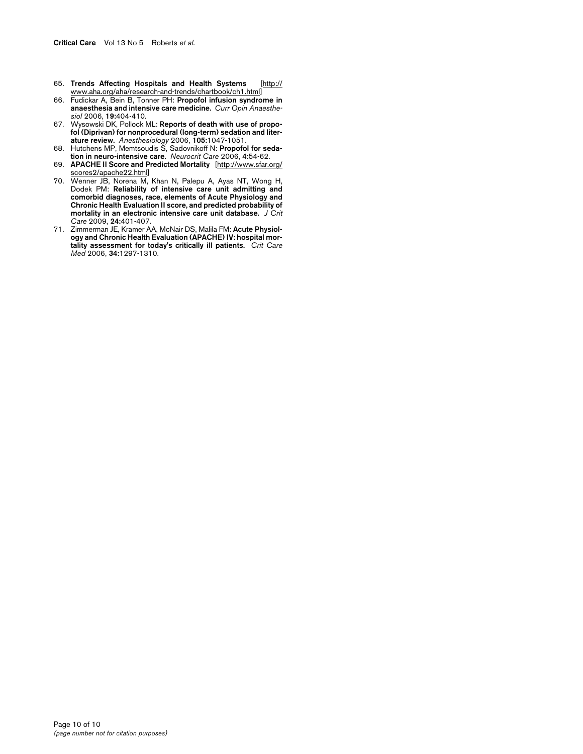65. **Trends Affecting Hospitals and Health Systems** [http://www.aha.org/aha/research-and-trends/chartbook/ch1.html]
66. Fudickar A, Bein B, Tonner PH: **Propofol infusion syndrome in anaesthesia and intensive care medicine.** *Curr Opin Anaesthesiol* 2006, **19:**404-410.
67. Wysowski DK, Pollock ML: **Reports of death with use of propofol (Diprivan) for nonprocedural (long-term) sedation and literature review.** *Anesthesiology* 2006, **105:**1047-1051.
68. Hutchens MP, Memtsoudis S, Sadovnikoff N: **Propofol for sedation in neuro-intensive care.** *Neurocrit Care* 2006, **4:**54-62.
69. **APACHE II Score and Predicted Mortality** [http://www.sfar.org/scores2/apache22.html]
70. Wenner JB, Norena M, Khan N, Palepu A, Ayas NT, Wong H, Dodek PM: **Reliability of intensive care unit admitting and comorbid diagnoses, race, elements of Acute Physiology and Chronic Health Evaluation II score, and predicted probability of mortality in an electronic intensive care unit database.** *J Crit Care* 2009, **24:**401-407.
71. Zimmerman JE, Kramer AA, McNair DS, Malila FM: **Acute Physiology and Chronic Health Evaluation (APACHE) IV: hospital mortality assessment for today's critically ill patients.** *Crit Care Med* 2006, **34:**1297-1310.